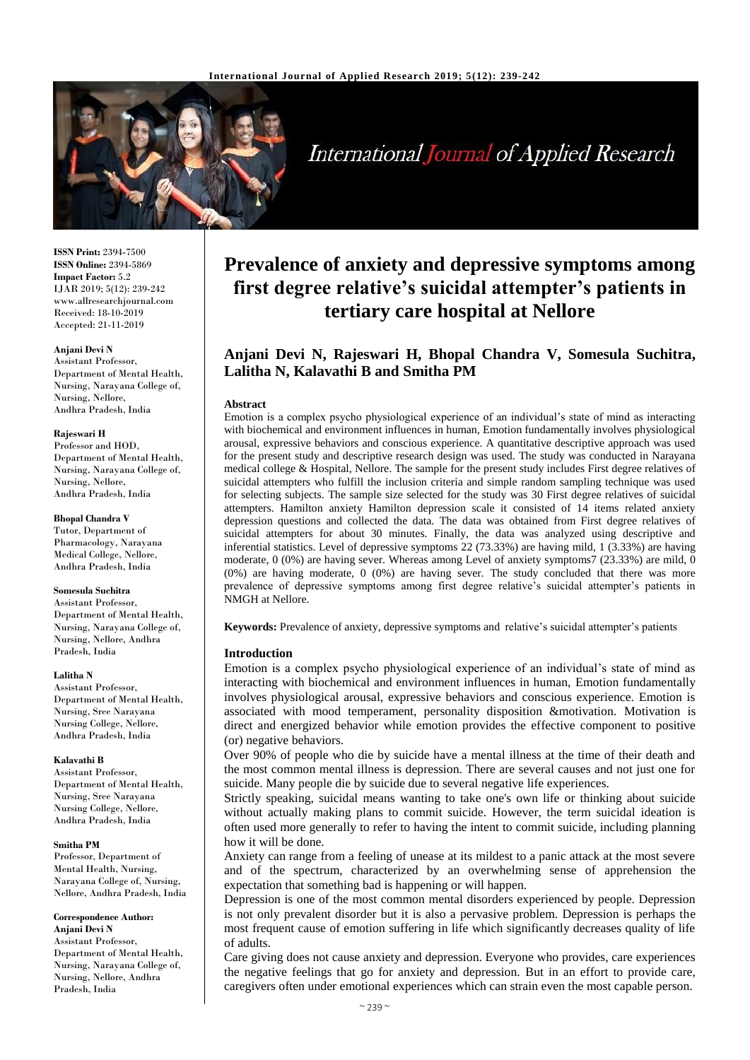**ISSN Print:** 2394-7500
**ISSN Online:** 2394-5869
**Impact Factor:** 5.2
IJAR 2019; 5(12): 239-242
www.allresearchjournal.com
Received: 18-10-2019
Accepted: 21-11-2019

**Anjani Devi N**
Assistant Professor, Department of Mental Health, Nursing, Narayana College of, Nursing, Nellore, Andhra Pradesh, India

**Rajeswari H**
Professor and HOD, Department of Mental Health, Nursing, Narayana College of, Nursing, Nellore, Andhra Pradesh, India

**Bhopal Chandra V**
Tutor, Department of Pharmacology, Narayana Medical College, Nellore, Andhra Pradesh, India

**Somesula Suchitra**
Assistant Professor, Department of Mental Health, Nursing, Narayana College of, Nursing, Nellore, Andhra Pradesh, India

**Lalitha N**
Assistant Professor, Department of Mental Health, Nursing, Sree Narayana Nursing College, Nellore, Andhra Pradesh, India

**Kalavathi B**
Assistant Professor, Department of Mental Health, Nursing, Sree Narayana Nursing College, Nellore, Andhra Pradesh, India

**Smitha PM**
Professor, Department of Mental Health, Nursing, Narayana College of, Nursing, Nellore, Andhra Pradesh, India

**Correspondence Author:**
**Anjani Devi N**
Assistant Professor, Department of Mental Health, Nursing, Narayana College of, Nursing, Nellore, Andhra Pradesh, India

# Prevalence of anxiety and depressive symptoms among first degree relative's suicidal attempter's patients in tertiary care hospital at Nellore

## Anjani Devi N, Rajeswari H, Bhopal Chandra V, Somesula Suchitra, Lalitha N, Kalavathi B and Smitha PM

### Abstract

Emotion is a complex psycho physiological experience of an individual's state of mind as interacting with biochemical and environment influences in human, Emotion fundamentally involves physiological arousal, expressive behaviors and conscious experience. A quantitative descriptive approach was used for the present study and descriptive research design was used. The study was conducted in Narayana medical college & Hospital, Nellore. The sample for the present study includes First degree relatives of suicidal attempters who fulfill the inclusion criteria and simple random sampling technique was used for selecting subjects. The sample size selected for the study was 30 First degree relatives of suicidal attempters. Hamilton anxiety Hamilton depression scale it consisted of 14 items related anxiety depression questions and collected the data. The data was obtained from First degree relatives of suicidal attempters for about 30 minutes. Finally, the data was analyzed using descriptive and inferential statistics. Level of depressive symptoms 22 (73.33%) are having mild, 1 (3.33%) are having moderate, 0 (0%) are having sever. Whereas among Level of anxiety symptoms7 (23.33%) are mild, 0 (0%) are having moderate, 0 (0%) are having sever. The study concluded that there was more prevalence of depressive symptoms among first degree relative's suicidal attempter's patients in NMGH at Nellore.

**Keywords:** Prevalence of anxiety, depressive symptoms and relative's suicidal attempter's patients

### Introduction

Emotion is a complex psycho physiological experience of an individual's state of mind as interacting with biochemical and environment influences in human, Emotion fundamentally involves physiological arousal, expressive behaviors and conscious experience. Emotion is associated with mood temperament, personality disposition &motivation. Motivation is direct and energized behavior while emotion provides the effective component to positive (or) negative behaviors.

Over 90% of people who die by suicide have a mental illness at the time of their death and the most common mental illness is depression. There are several causes and not just one for suicide. Many people die by suicide due to several negative life experiences.

Strictly speaking, suicidal means wanting to take one's own life or thinking about suicide without actually making plans to commit suicide. However, the term suicidal ideation is often used more generally to refer to having the intent to commit suicide, including planning how it will be done.

Anxiety can range from a feeling of unease at its mildest to a panic attack at the most severe and of the spectrum, characterized by an overwhelming sense of apprehension the expectation that something bad is happening or will happen.

Depression is one of the most common mental disorders experienced by people. Depression is not only prevalent disorder but it is also a pervasive problem. Depression is perhaps the most frequent cause of emotion suffering in life which significantly decreases quality of life of adults.

Care giving does not cause anxiety and depression. Everyone who provides, care experiences the negative feelings that go for anxiety and depression. But in an effort to provide care, caregivers often under emotional experiences which can strain even the most capable person.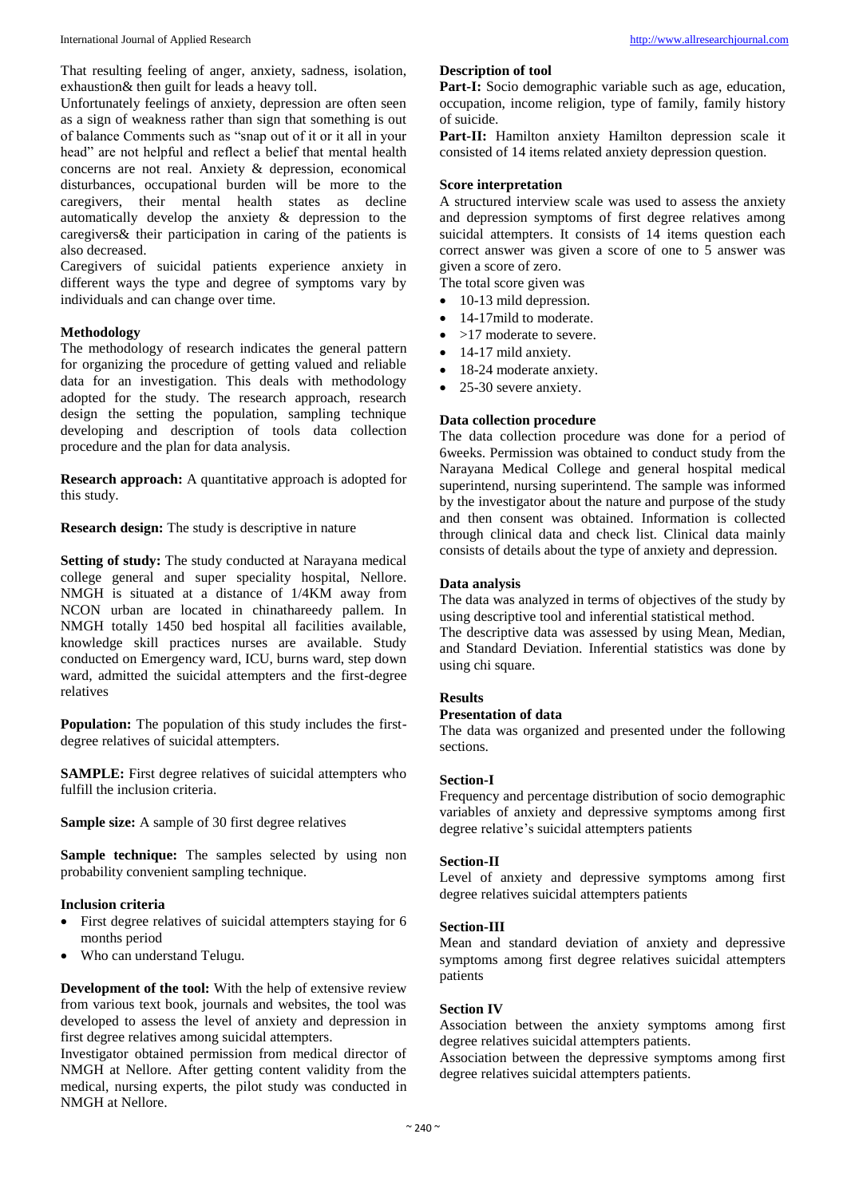That resulting feeling of anger, anxiety, sadness, isolation, exhaustion& then guilt for leads a heavy toll.

Unfortunately feelings of anxiety, depression are often seen as a sign of weakness rather than sign that something is out of balance Comments such as "snap out of it or it all in your head" are not helpful and reflect a belief that mental health concerns are not real. Anxiety & depression, economical disturbances, occupational burden will be more to the caregivers, their mental health states as decline automatically develop the anxiety & depression to the caregivers& their participation in caring of the patients is also decreased.

Caregivers of suicidal patients experience anxiety in different ways the type and degree of symptoms vary by individuals and can change over time.

## Methodology

The methodology of research indicates the general pattern for organizing the procedure of getting valued and reliable data for an investigation. This deals with methodology adopted for the study. The research approach, research design the setting the population, sampling technique developing and description of tools data collection procedure and the plan for data analysis.

**Research approach:** A quantitative approach is adopted for this study.

**Research design:** The study is descriptive in nature

**Setting of study:** The study conducted at Narayana medical college general and super speciality hospital, Nellore. NMGH is situated at a distance of 1/4KM away from NCON urban are located in chinathareedy pallem. In NMGH totally 1450 bed hospital all facilities available, knowledge skill practices nurses are available. Study conducted on Emergency ward, ICU, burns ward, step down ward, admitted the suicidal attempters and the first-degree relatives

**Population:** The population of this study includes the first-degree relatives of suicidal attempters.

**SAMPLE:** First degree relatives of suicidal attempters who fulfill the inclusion criteria.

**Sample size:** A sample of 30 first degree relatives

**Sample technique:** The samples selected by using non probability convenient sampling technique.

### Inclusion criteria

- First degree relatives of suicidal attempters staying for 6 months period
- Who can understand Telugu.

**Development of the tool:** With the help of extensive review from various text book, journals and websites, the tool was developed to assess the level of anxiety and depression in first degree relatives among suicidal attempters.

Investigator obtained permission from medical director of NMGH at Nellore. After getting content validity from the medical, nursing experts, the pilot study was conducted in NMGH at Nellore.

### Description of tool

**Part-I:** Socio demographic variable such as age, education, occupation, income religion, type of family, family history of suicide.

**Part-II:** Hamilton anxiety Hamilton depression scale it consisted of 14 items related anxiety depression question.

### Score interpretation

A structured interview scale was used to assess the anxiety and depression symptoms of first degree relatives among suicidal attempters. It consists of 14 items question each correct answer was given a score of one to 5 answer was given a score of zero.

The total score given was

- 10-13 mild depression.
- 14-17mild to moderate.
- >17 moderate to severe.
- 14-17 mild anxiety.
- 18-24 moderate anxiety.
- 25-30 severe anxiety.

### Data collection procedure

The data collection procedure was done for a period of 6weeks. Permission was obtained to conduct study from the Narayana Medical College and general hospital medical superintend, nursing superintend. The sample was informed by the investigator about the nature and purpose of the study and then consent was obtained. Information is collected through clinical data and check list. Clinical data mainly consists of details about the type of anxiety and depression.

### Data analysis

The data was analyzed in terms of objectives of the study by using descriptive tool and inferential statistical method.

The descriptive data was assessed by using Mean, Median, and Standard Deviation. Inferential statistics was done by using chi square.

## Results

### Presentation of data

The data was organized and presented under the following sections.

### Section-I

Frequency and percentage distribution of socio demographic variables of anxiety and depressive symptoms among first degree relative's suicidal attempters patients

### Section-II

Level of anxiety and depressive symptoms among first degree relatives suicidal attempters patients

### Section-III

Mean and standard deviation of anxiety and depressive symptoms among first degree relatives suicidal attempters patients

### Section IV

Association between the anxiety symptoms among first degree relatives suicidal attempters patients.

Association between the depressive symptoms among first degree relatives suicidal attempters patients.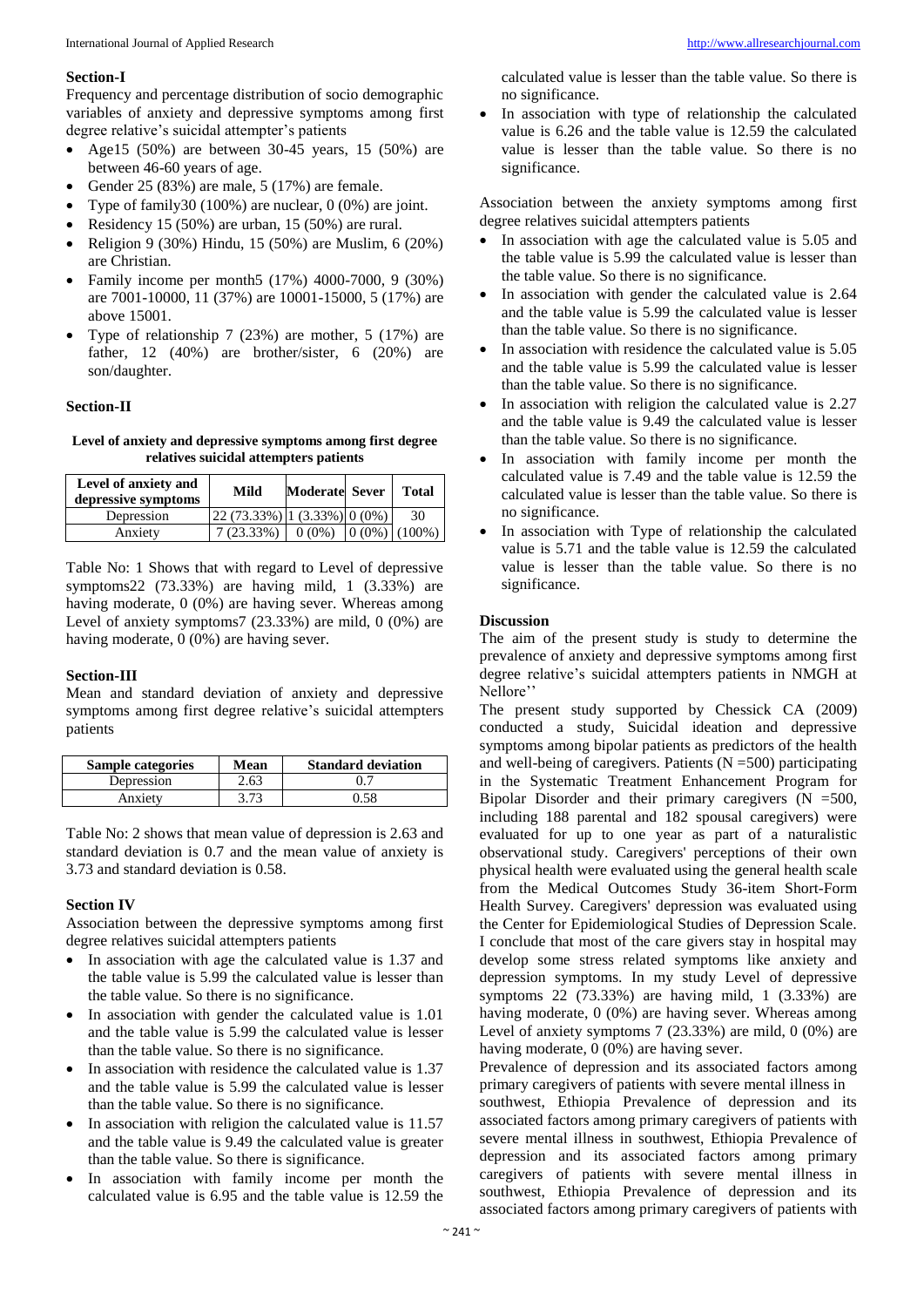### Section-I

Frequency and percentage distribution of socio demographic variables of anxiety and depressive symptoms among first degree relative's suicidal attempter's patients

- Age15 (50%) are between 30-45 years, 15 (50%) are between 46-60 years of age.
- Gender 25 (83%) are male, 5 (17%) are female.
- Type of family30 (100%) are nuclear, 0 (0%) are joint.
- Residency 15 (50%) are urban, 15 (50%) are rural.
- Religion 9 (30%) Hindu, 15 (50%) are Muslim, 6 (20%) are Christian.
- Family income per month5 (17%) 4000-7000, 9 (30%) are 7001-10000, 11 (37%) are 10001-15000, 5 (17%) are above 15001.
- Type of relationship 7 (23%) are mother, 5 (17%) are father, 12 (40%) are brother/sister, 6 (20%) are son/daughter.

### Section-II

**Level of anxiety and depressive symptoms among first degree relatives suicidal attempters patients**

| Level of anxiety and depressive symptoms | Mild | Moderate | Sever | Total |
|---|---|---|---|---|
| Depression | 22 (73.33%) | 1 (3.33%) | 0 (0%) | 30 |
| Anxiety | 7 (23.33%) | 0 (0%) | 0 (0%) | (100%) |

Table No: 1 Shows that with regard to Level of depressive symptoms22 (73.33%) are having mild, 1 (3.33%) are having moderate, 0 (0%) are having sever. Whereas among Level of anxiety symptoms7 (23.33%) are mild, 0 (0%) are having moderate, 0 (0%) are having sever.

### Section-III

Mean and standard deviation of anxiety and depressive symptoms among first degree relative's suicidal attempters patients

| Sample categories | Mean | Standard deviation |
|---|---|---|
| Depression | 2.63 | 0.7 |
| Anxiety | 3.73 | 0.58 |

Table No: 2 shows that mean value of depression is 2.63 and standard deviation is 0.7 and the mean value of anxiety is 3.73 and standard deviation is 0.58.

### Section IV

Association between the depressive symptoms among first degree relatives suicidal attempters patients

- In association with age the calculated value is 1.37 and the table value is 5.99 the calculated value is lesser than the table value. So there is no significance.
- In association with gender the calculated value is 1.01 and the table value is 5.99 the calculated value is lesser than the table value. So there is no significance.
- In association with residence the calculated value is 1.37 and the table value is 5.99 the calculated value is lesser than the table value. So there is no significance.
- In association with religion the calculated value is 11.57 and the table value is 9.49 the calculated value is greater than the table value. So there is significance.
- In association with family income per month the calculated value is 6.95 and the table value is 12.59 the calculated value is lesser than the table value. So there is no significance.
- In association with type of relationship the calculated value is 6.26 and the table value is 12.59 the calculated value is lesser than the table value. So there is no significance.

Association between the anxiety symptoms among first degree relatives suicidal attempters patients

- In association with age the calculated value is 5.05 and the table value is 5.99 the calculated value is lesser than the table value. So there is no significance.
- In association with gender the calculated value is 2.64 and the table value is 5.99 the calculated value is lesser than the table value. So there is no significance.
- In association with residence the calculated value is 5.05 and the table value is 5.99 the calculated value is lesser than the table value. So there is no significance.
- In association with religion the calculated value is 2.27 and the table value is 9.49 the calculated value is lesser than the table value. So there is no significance.
- In association with family income per month the calculated value is 7.49 and the table value is 12.59 the calculated value is lesser than the table value. So there is no significance.
- In association with Type of relationship the calculated value is 5.71 and the table value is 12.59 the calculated value is lesser than the table value. So there is no significance.

### Discussion

The aim of the present study is study to determine the prevalence of anxiety and depressive symptoms among first degree relative's suicidal attempters patients in NMGH at Nellore''

The present study supported by Chessick CA (2009) conducted a study, Suicidal ideation and depressive symptoms among bipolar patients as predictors of the health and well-being of caregivers. Patients (N =500) participating in the Systematic Treatment Enhancement Program for Bipolar Disorder and their primary caregivers (N =500, including 188 parental and 182 spousal caregivers) were evaluated for up to one year as part of a naturalistic observational study. Caregivers' perceptions of their own physical health were evaluated using the general health scale from the Medical Outcomes Study 36-item Short-Form Health Survey. Caregivers' depression was evaluated using the Center for Epidemiological Studies of Depression Scale. I conclude that most of the care givers stay in hospital may develop some stress related symptoms like anxiety and depression symptoms. In my study Level of depressive symptoms 22 (73.33%) are having mild, 1 (3.33%) are having moderate, 0 (0%) are having sever. Whereas among Level of anxiety symptoms 7 (23.33%) are mild, 0 (0%) are having moderate, 0 (0%) are having sever.

Prevalence of depression and its associated factors among primary caregivers of patients with severe mental illness in southwest, Ethiopia Prevalence of depression and its associated factors among primary caregivers of patients with severe mental illness in southwest, Ethiopia Prevalence of depression and its associated factors among primary caregivers of patients with severe mental illness in southwest, Ethiopia Prevalence of depression and its associated factors among primary caregivers of patients with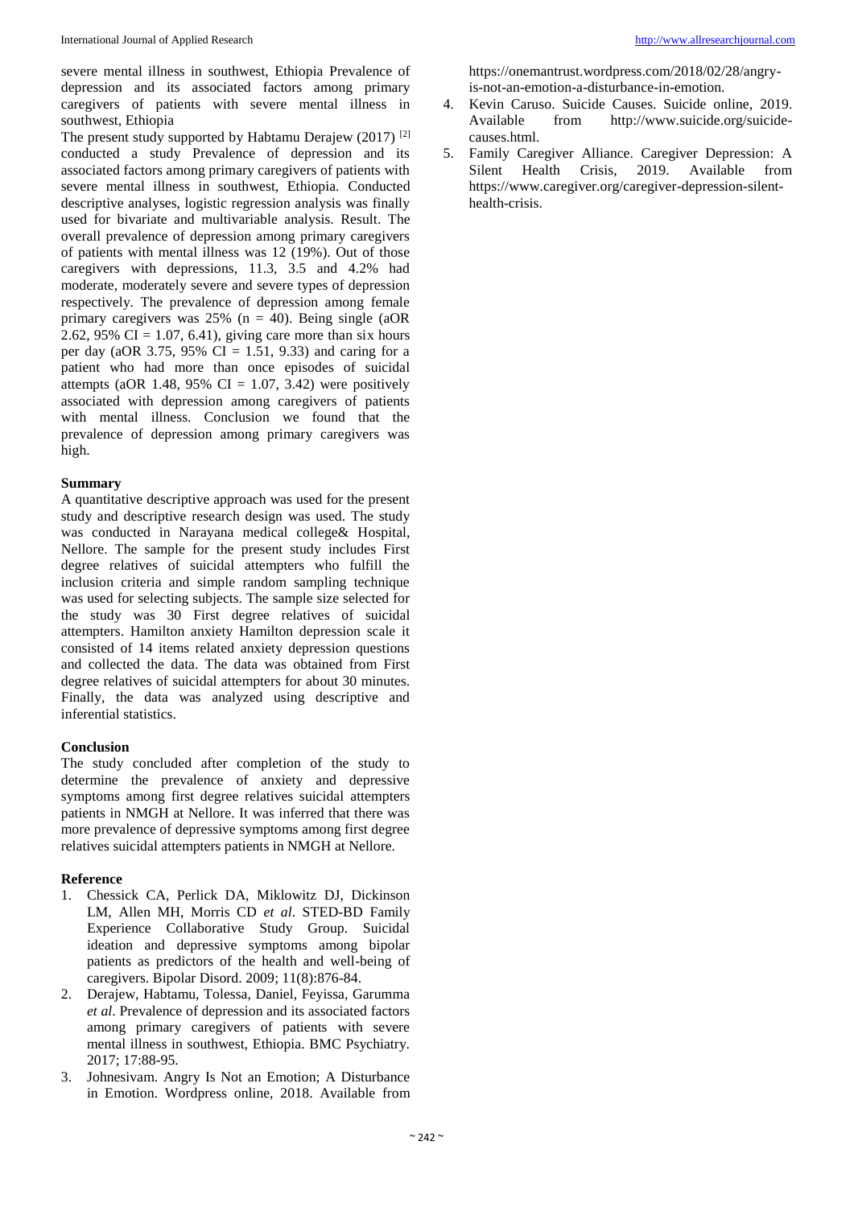severe mental illness in southwest, Ethiopia Prevalence of depression and its associated factors among primary caregivers of patients with severe mental illness in southwest, Ethiopia

The present study supported by Habtamu Derajew (2017) [2] conducted a study Prevalence of depression and its associated factors among primary caregivers of patients with severe mental illness in southwest, Ethiopia. Conducted descriptive analyses, logistic regression analysis was finally used for bivariate and multivariable analysis. Result. The overall prevalence of depression among primary caregivers of patients with mental illness was 12 (19%). Out of those caregivers with depressions, 11.3, 3.5 and 4.2% had moderate, moderately severe and severe types of depression respectively. The prevalence of depression among female primary caregivers was 25% (n = 40). Being single (aOR 2.62, 95% CI = 1.07, 6.41), giving care more than six hours per day (aOR 3.75, 95% CI = 1.51, 9.33) and caring for a patient who had more than once episodes of suicidal attempts (aOR 1.48, 95% CI = 1.07, 3.42) were positively associated with depression among caregivers of patients with mental illness. Conclusion we found that the prevalence of depression among primary caregivers was high.

## Summary

A quantitative descriptive approach was used for the present study and descriptive research design was used. The study was conducted in Narayana medical college& Hospital, Nellore. The sample for the present study includes First degree relatives of suicidal attempters who fulfill the inclusion criteria and simple random sampling technique was used for selecting subjects. The sample size selected for the study was 30 First degree relatives of suicidal attempters. Hamilton anxiety Hamilton depression scale it consisted of 14 items related anxiety depression questions and collected the data. The data was obtained from First degree relatives of suicidal attempters for about 30 minutes. Finally, the data was analyzed using descriptive and inferential statistics.

## Conclusion

The study concluded after completion of the study to determine the prevalence of anxiety and depressive symptoms among first degree relatives suicidal attempters patients in NMGH at Nellore. It was inferred that there was more prevalence of depressive symptoms among first degree relatives suicidal attempters patients in NMGH at Nellore.

## Reference

1. Chessick CA, Perlick DA, Miklowitz DJ, Dickinson LM, Allen MH, Morris CD *et al*. STED-BD Family Experience Collaborative Study Group. Suicidal ideation and depressive symptoms among bipolar patients as predictors of the health and well-being of caregivers. Bipolar Disord. 2009; 11(8):876-84.
2. Derajew, Habtamu, Tolessa, Daniel, Feyissa, Garumma *et al*. Prevalence of depression and its associated factors among primary caregivers of patients with severe mental illness in southwest, Ethiopia. BMC Psychiatry. 2017; 17:88-95.
3. Johnesivam. Angry Is Not an Emotion; A Disturbance in Emotion. Wordpress online, 2018. Available from https://onemantrust.wordpress.com/2018/02/28/angry-is-not-an-emotion-a-disturbance-in-emotion.
4. Kevin Caruso. Suicide Causes. Suicide online, 2019. Available from http://www.suicide.org/suicide-causes.html.
5. Family Caregiver Alliance. Caregiver Depression: A Silent Health Crisis, 2019. Available from https://www.caregiver.org/caregiver-depression-silent-health-crisis.